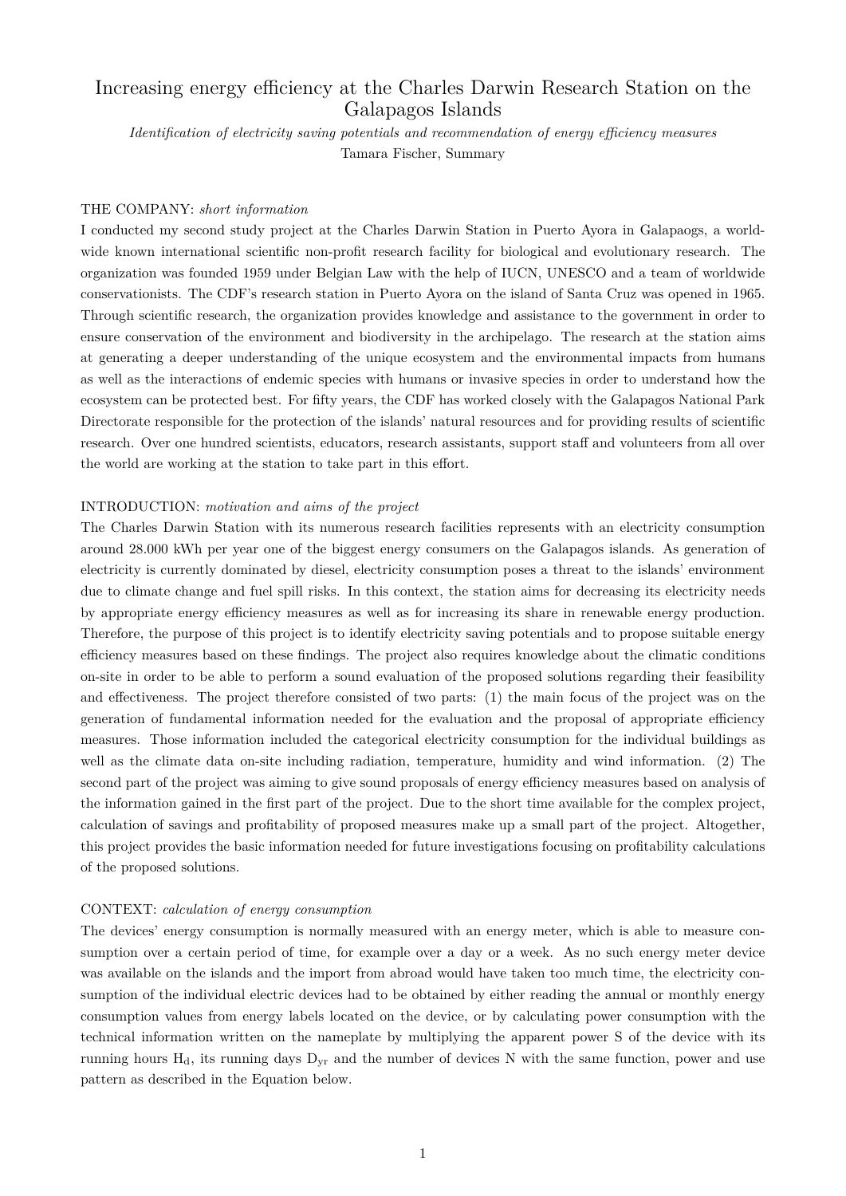# Increasing energy efficiency at the Charles Darwin Research Station on the Galapagos Islands

*Identification of electricity saving potentials and recommendation of energy efficiency measures*

Tamara Fischer, Summary

## THE COMPANY: *short information*

I conducted my second study project at the Charles Darwin Station in Puerto Ayora in Galapaogs, a world-wide known international scientific non-profit research facility for biological and evolutionary research. The organization was founded 1959 under Belgian Law with the help of IUCN, UNESCO and a team of worldwide conservationists. The CDF's research station in Puerto Ayora on the island of Santa Cruz was opened in 1965. Through scientific research, the organization provides knowledge and assistance to the government in order to ensure conservation of the environment and biodiversity in the archipelago. The research at the station aims at generating a deeper understanding of the unique ecosystem and the environmental impacts from humans as well as the interactions of endemic species with humans or invasive species in order to understand how the ecosystem can be protected best. For fifty years, the CDF has worked closely with the Galapagos National Park Directorate responsible for the protection of the islands' natural resources and for providing results of scientific research. Over one hundred scientists, educators, research assistants, support staff and volunteers from all over the world are working at the station to take part in this effort.

## INTRODUCTION: *motivation and aims of the project*

The Charles Darwin Station with its numerous research facilities represents with an electricity consumption around 28.000 kWh per year one of the biggest energy consumers on the Galapagos islands. As generation of electricity is currently dominated by diesel, electricity consumption poses a threat to the islands' environment due to climate change and fuel spill risks. In this context, the station aims for decreasing its electricity needs by appropriate energy efficiency measures as well as for increasing its share in renewable energy production. Therefore, the purpose of this project is to identify electricity saving potentials and to propose suitable energy efficiency measures based on these findings. The project also requires knowledge about the climatic conditions on-site in order to be able to perform a sound evaluation of the proposed solutions regarding their feasibility and effectiveness. The project therefore consisted of two parts: (1) the main focus of the project was on the generation of fundamental information needed for the evaluation and the proposal of appropriate efficiency measures. Those information included the categorical electricity consumption for the individual buildings as well as the climate data on-site including radiation, temperature, humidity and wind information. (2) The second part of the project was aiming to give sound proposals of energy efficiency measures based on analysis of the information gained in the first part of the project. Due to the short time available for the complex project, calculation of savings and profitability of proposed measures make up a small part of the project. Altogether, this project provides the basic information needed for future investigations focusing on profitability calculations of the proposed solutions.

## CONTEXT: *calculation of energy consumption*

The devices' energy consumption is normally measured with an energy meter, which is able to measure consumption over a certain period of time, for example over a day or a week. As no such energy meter device was available on the islands and the import from abroad would have taken too much time, the electricity consumption of the individual electric devices had to be obtained by either reading the annual or monthly energy consumption values from energy labels located on the device, or by calculating power consumption with the technical information written on the nameplate by multiplying the apparent power S of the device with its running hours $H_d$, its running days $D_{yr}$ and the number of devices N with the same function, power and use pattern as described in the Equation below.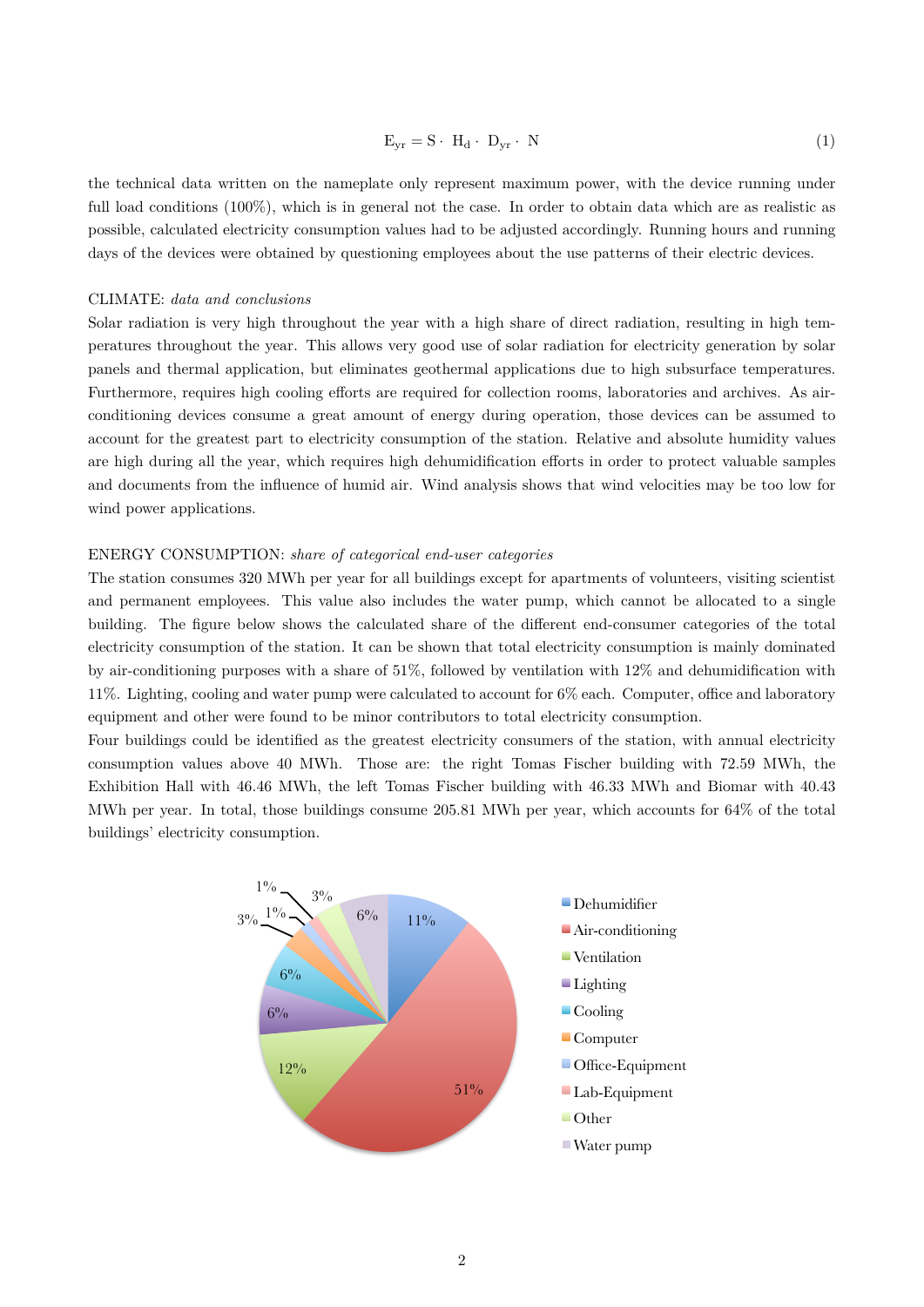$$E_{yr} = S \cdot H_d \cdot D_{yr} \cdot N \tag{1}$$

the technical data written on the nameplate only represent maximum power, with the device running under full load conditions (100%), which is in general not the case. In order to obtain data which are as realistic as possible, calculated electricity consumption values had to be adjusted accordingly. Running hours and running days of the devices were obtained by questioning employees about the use patterns of their electric devices.

CLIMATE: *data and conclusions*

Solar radiation is very high throughout the year with a high share of direct radiation, resulting in high temperatures throughout the year. This allows very good use of solar radiation for electricity generation by solar panels and thermal application, but eliminates geothermal applications due to high subsurface temperatures. Furthermore, requires high cooling efforts are required for collection rooms, laboratories and archives. As air-conditioning devices consume a great amount of energy during operation, those devices can be assumed to account for the greatest part to electricity consumption of the station. Relative and absolute humidity values are high during all the year, which requires high dehumidification efforts in order to protect valuable samples and documents from the influence of humid air. Wind analysis shows that wind velocities may be too low for wind power applications.

ENERGY CONSUMPTION: *share of categorical end-user categories*

The station consumes 320 MWh per year for all buildings except for apartments of volunteers, visiting scientist and permanent employees. This value also includes the water pump, which cannot be allocated to a single building. The figure below shows the calculated share of the different end-consumer categories of the total electricity consumption of the station. It can be shown that total electricity consumption is mainly dominated by air-conditioning purposes with a share of 51%, followed by ventilation with 12% and dehumidification with 11%. Lighting, cooling and water pump were calculated to account for 6% each. Computer, office and laboratory equipment and other were found to be minor contributors to total electricity consumption.

Four buildings could be identified as the greatest electricity consumers of the station, with annual electricity consumption values above 40 MWh. Those are: the right Tomas Fischer building with 72.59 MWh, the Exhibition Hall with 46.46 MWh, the left Tomas Fischer building with 46.33 MWh and Biomar with 40.43 MWh per year. In total, those buildings consume 205.81 MWh per year, which accounts for 64% of the total buildings' electricity consumption.

| Category | Share |
|---|---|
| Dehumidifier | 11% |
| Air-conditioning | 51% |
| Ventilation | 12% |
| Lighting | 6% |
| Cooling | 6% |
| Computer | 3% |
| Office-Equipment | 1% |
| Lab-Equipment | 1% |
| Other | 3% |
| Water pump | 6% |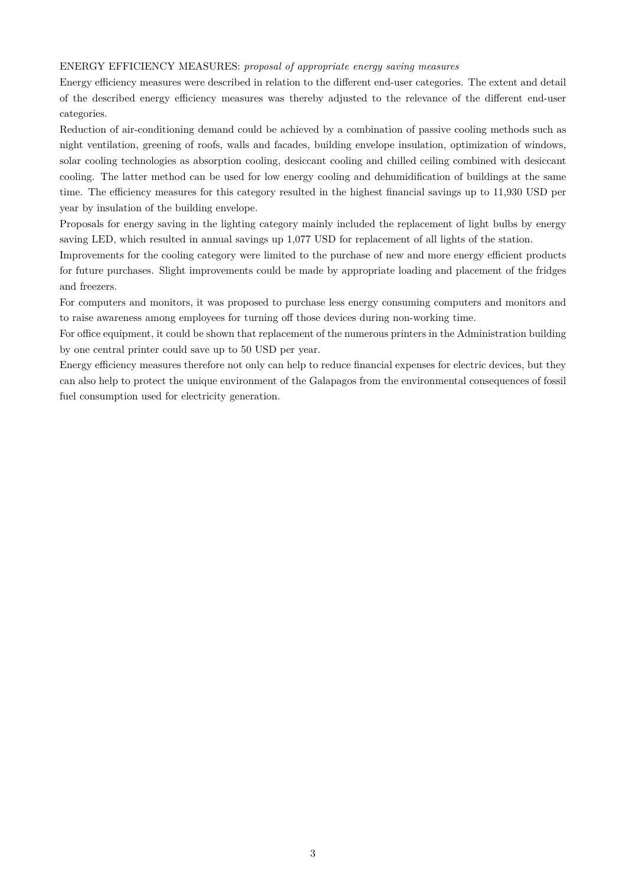ENERGY EFFICIENCY MEASURES: *proposal of appropriate energy saving measures*

Energy efficiency measures were described in relation to the different end-user categories. The extent and detail of the described energy efficiency measures was thereby adjusted to the relevance of the different end-user categories.

Reduction of air-conditioning demand could be achieved by a combination of passive cooling methods such as night ventilation, greening of roofs, walls and facades, building envelope insulation, optimization of windows, solar cooling technologies as absorption cooling, desiccant cooling and chilled ceiling combined with desiccant cooling. The latter method can be used for low energy cooling and dehumidification of buildings at the same time. The efficiency measures for this category resulted in the highest financial savings up to 11,930 USD per year by insulation of the building envelope.

Proposals for energy saving in the lighting category mainly included the replacement of light bulbs by energy saving LED, which resulted in annual savings up 1,077 USD for replacement of all lights of the station.

Improvements for the cooling category were limited to the purchase of new and more energy efficient products for future purchases. Slight improvements could be made by appropriate loading and placement of the fridges and freezers.

For computers and monitors, it was proposed to purchase less energy consuming computers and monitors and to raise awareness among employees for turning off those devices during non-working time.

For office equipment, it could be shown that replacement of the numerous printers in the Administration building by one central printer could save up to 50 USD per year.

Energy efficiency measures therefore not only can help to reduce financial expenses for electric devices, but they can also help to protect the unique environment of the Galapagos from the environmental consequences of fossil fuel consumption used for electricity generation.